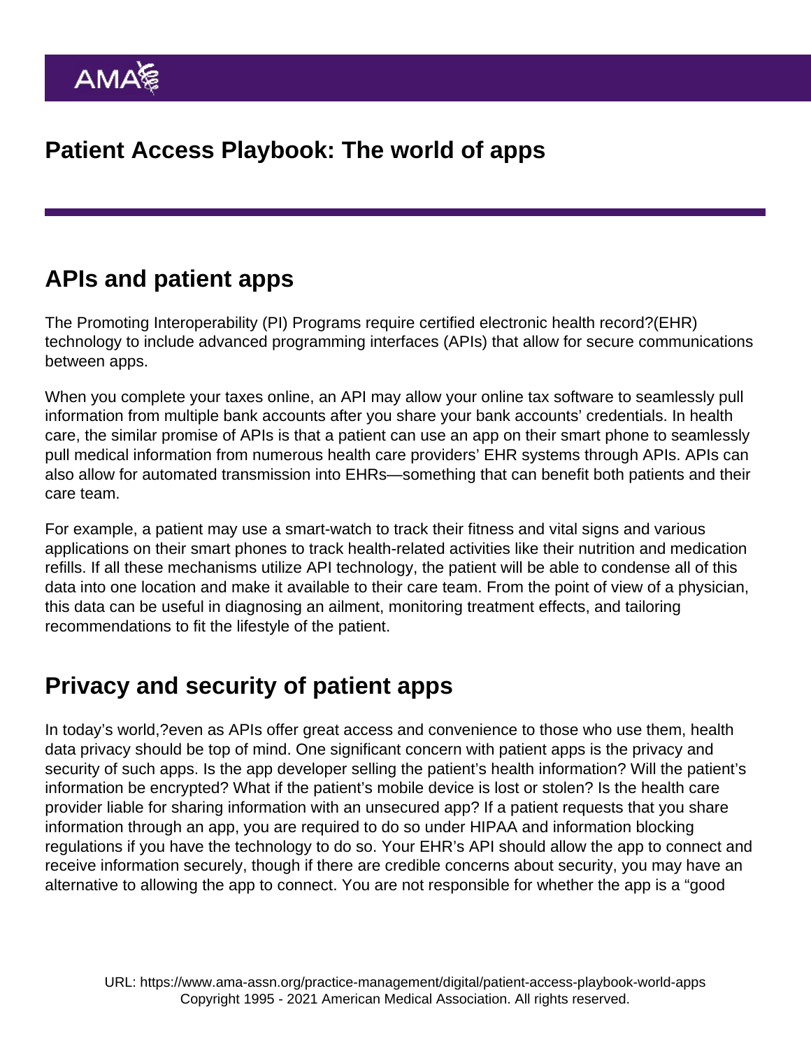# Patient Access Playbook: The world of apps

## APIs and patient apps

The Promoting Interoperability (PI) Programs require certified electronic health record?(EHR) technology to include advanced programming interfaces (APIs) that allow for secure communications between apps.

When you complete your taxes online, an API may allow your online tax software to seamlessly pull information from multiple bank accounts after you share your bank accounts' credentials. In health care, the similar promise of APIs is that a patient can use an app on their smart phone to seamlessly pull medical information from numerous health care providers' EHR systems through APIs. APIs can also allow for automated transmission into EHRs—something that can benefit both patients and their care team.

For example, a patient may use a smart-watch to track their fitness and vital signs and various applications on their smart phones to track health-related activities like their nutrition and medication refills. If all these mechanisms utilize API technology, the patient will be able to condense all of this data into one location and make it available to their care team. From the point of view of a physician, this data can be useful in diagnosing an ailment, monitoring treatment effects, and tailoring recommendations to fit the lifestyle of the patient.

## Privacy and security of patient apps

In today's world,?even as APIs offer great access and convenience to those who use them, health data privacy should be top of mind. One significant concern with patient apps is the privacy and security of such apps. Is the app developer selling the patient's health information? Will the patient's information be encrypted? What if the patient's mobile device is lost or stolen? Is the health care provider liable for sharing information with an unsecured app? If a patient requests that you share information through an app, you are required to do so under HIPAA and information blocking regulations if you have the technology to do so. Your EHR's API should allow the app to connect and receive information securely, though if there are credible concerns about security, you may have an alternative to allowing the app to connect. You are not responsible for whether the app is a "good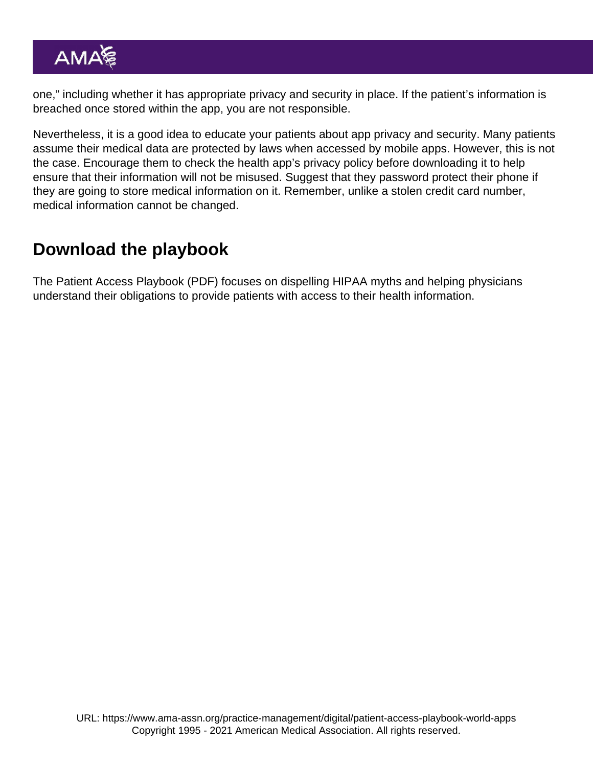one," including whether it has appropriate privacy and security in place. If the patient's information is breached once stored within the app, you are not responsible.

Nevertheless, it is a good idea to educate your patients about app privacy and security. Many patients assume their medical data are protected by laws when accessed by mobile apps. However, this is not the case. Encourage them to check the health app's privacy policy before downloading it to help ensure that their information will not be misused. Suggest that they password protect their phone if they are going to store medical information on it. Remember, unlike a stolen credit card number, medical information cannot be changed.

## Download the playbook

The Patient Access Playbook (PDF) focuses on dispelling HIPAA myths and helping physicians understand their obligations to provide patients with access to their health information.